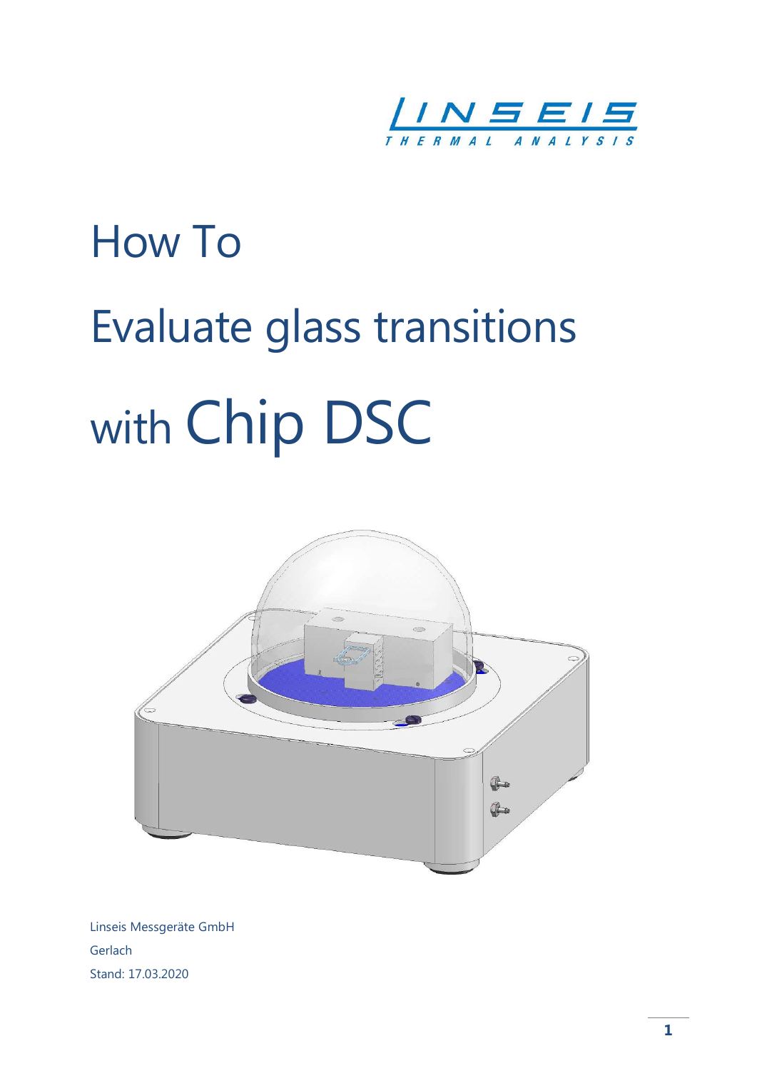LINSEIS THERMAL ANALYSIS

# How To

# Evaluate glass transitions

# with Chip DSC

Linseis Messgeräte GmbH

Gerlach

Stand: 17.03.2020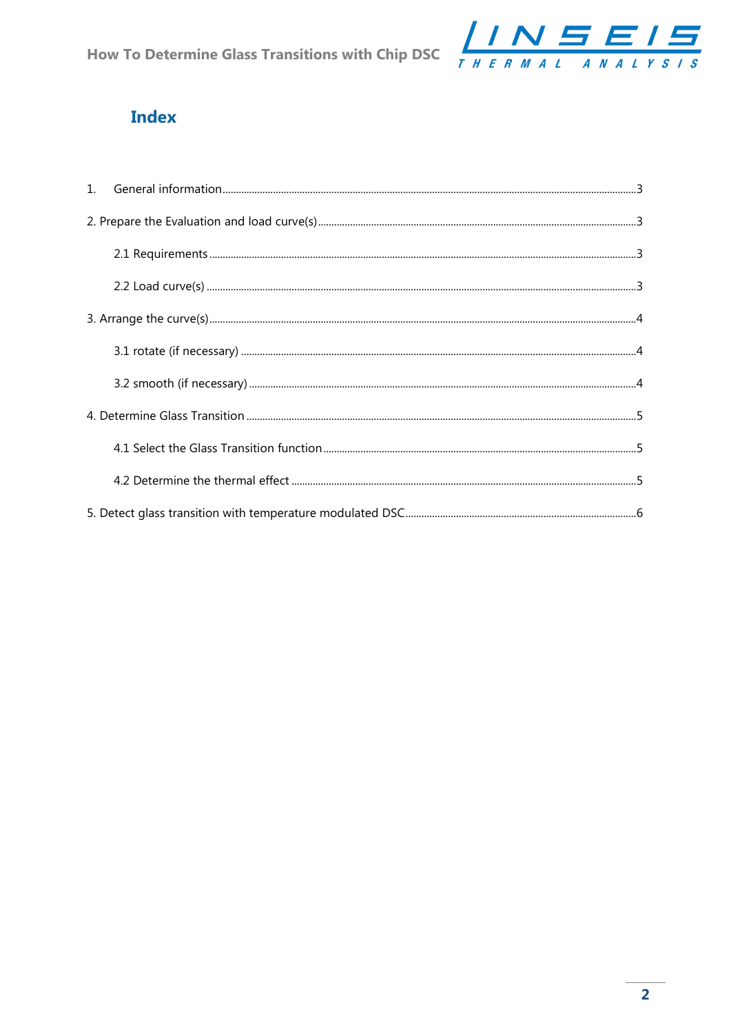## Index

1. General information ..... 3

2. Prepare the Evaluation and load curve(s) ..... 3

   2.1 Requirements ..... 3

   2.2 Load curve(s) ..... 3

3. Arrange the curve(s) ..... 4

   3.1 rotate (if necessary) ..... 4

   3.2 smooth (if necessary) ..... 4

4. Determine Glass Transition ..... 5

   4.1 Select the Glass Transition function ..... 5

   4.2 Determine the thermal effect ..... 5

5. Detect glass transition with temperature modulated DSC ..... 6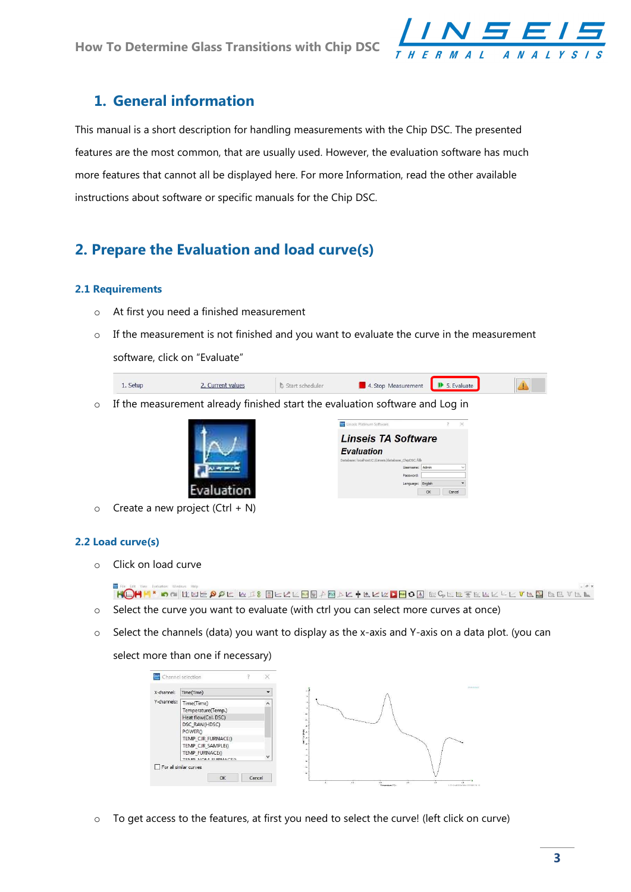## 1. General information

This manual is a short description for handling measurements with the Chip DSC. The presented features are the most common, that are usually used. However, the evaluation software has much more features that cannot all be displayed here. For more Information, read the other available instructions about software or specific manuals for the Chip DSC.

## 2. Prepare the Evaluation and load curve(s)

### 2.1 Requirements

- At first you need a finished measurement
- If the measurement is not finished and you want to evaluate the curve in the measurement software, click on "Evaluate"
- If the measurement already finished start the evaluation software and Log in
- Create a new project (Ctrl + N)

### 2.2 Load curve(s)

- Click on load curve
- Select the curve you want to evaluate (with ctrl you can select more curves at once)
- Select the channels (data) you want to display as the x-axis and Y-axis on a data plot. (you can select more than one if necessary)
- To get access to the features, at first you need to select the curve! (left click on curve)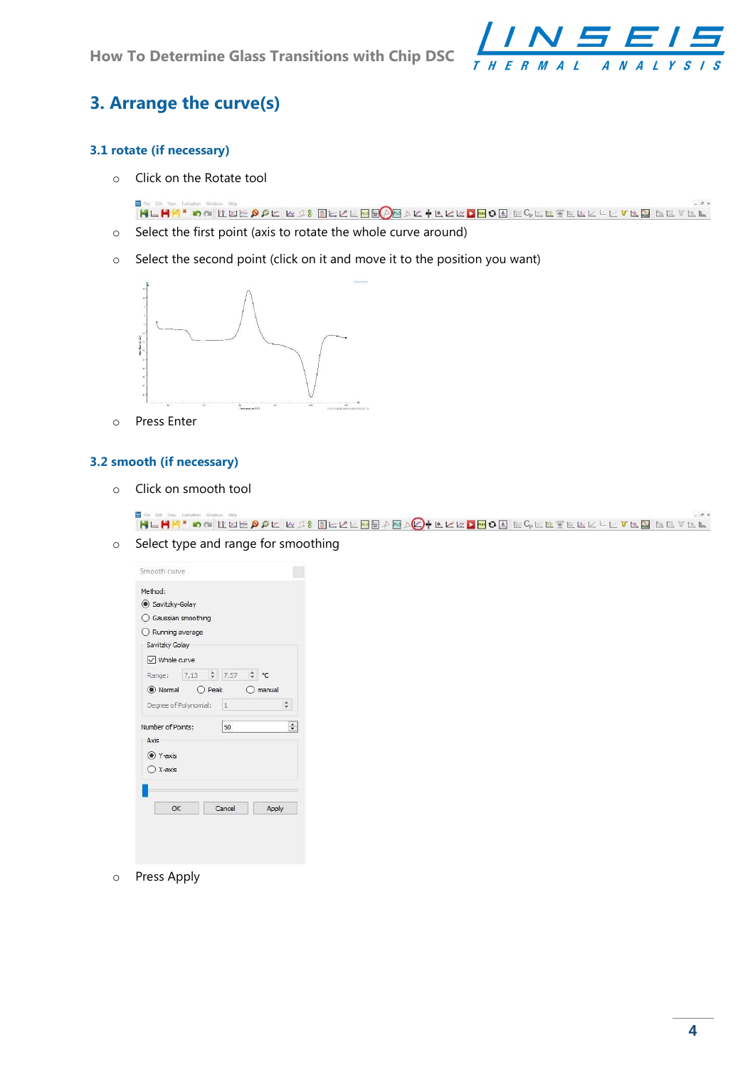## 3. Arrange the curve(s)

### 3.1 rotate (if necessary)

- Click on the Rotate tool
- Select the first point (axis to rotate the whole curve around)
- Select the second point (click on it and move it to the position you want)
- Press Enter

### 3.2 smooth (if necessary)

- Click on smooth tool
- Select type and range for smoothing
- Press Apply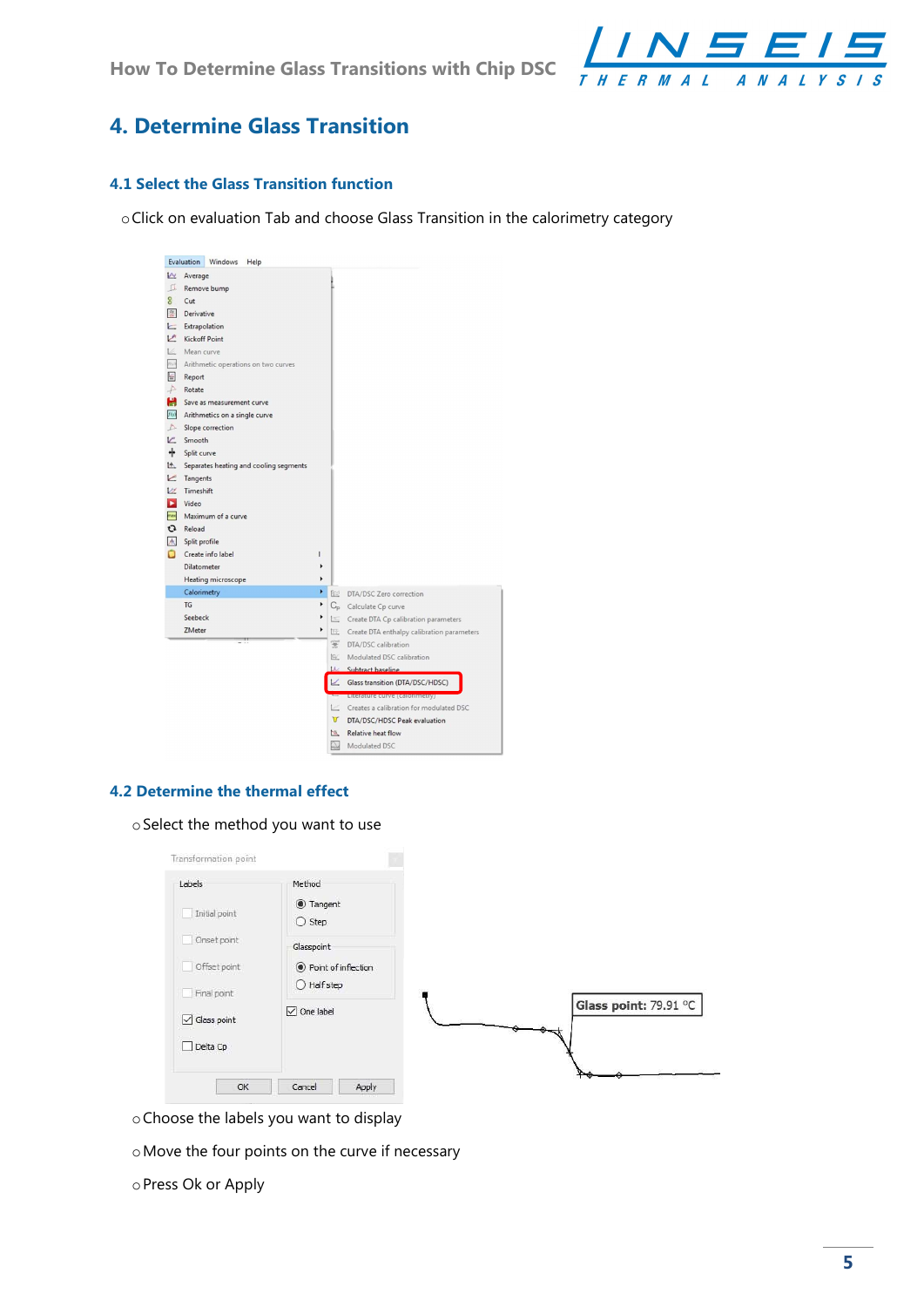# 4. Determine Glass Transition

## 4.1 Select the Glass Transition function

- Click on evaluation Tab and choose Glass Transition in the calorimetry category

## 4.2 Determine the thermal effect

- Select the method you want to use
- Choose the labels you want to display
- Move the four points on the curve if necessary
- Press Ok or Apply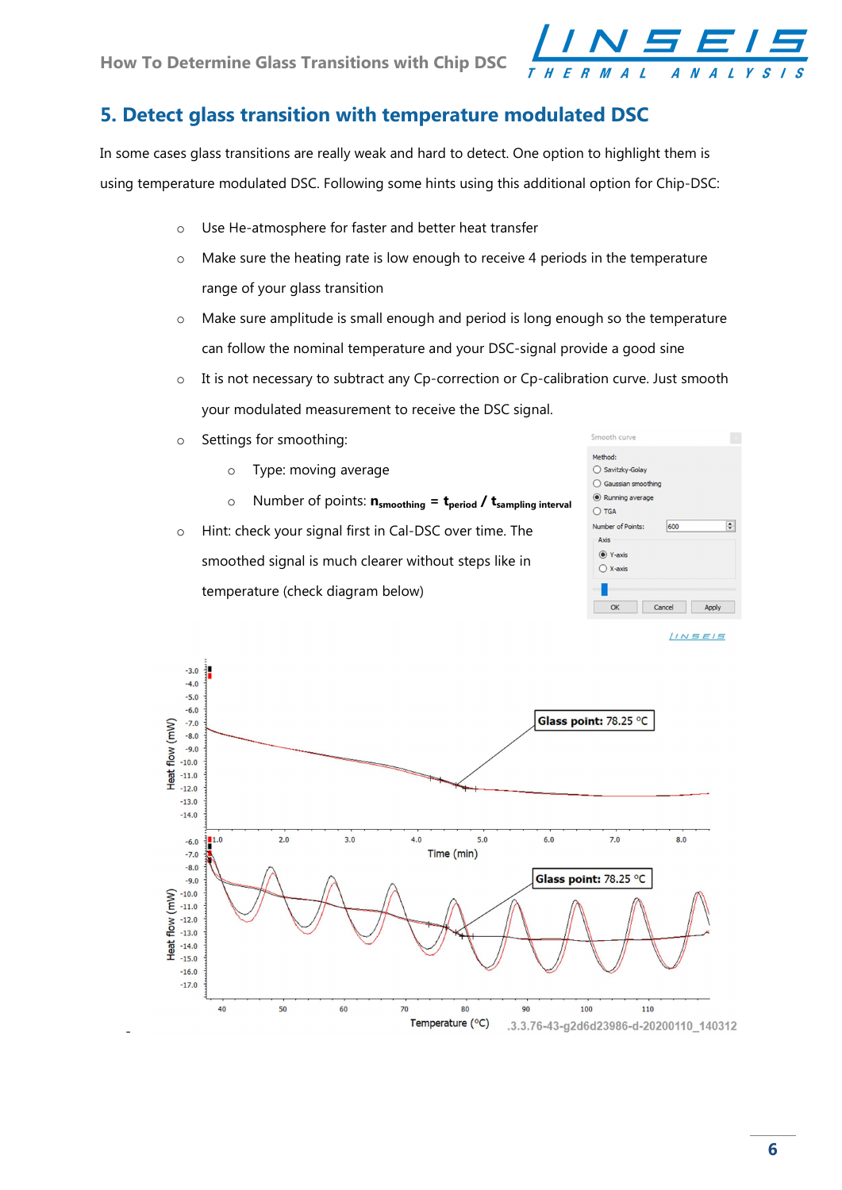## 5. Detect glass transition with temperature modulated DSC

In some cases glass transitions are really weak and hard to detect. One option to highlight them is using temperature modulated DSC. Following some hints using this additional option for Chip-DSC:

- Use He-atmosphere for faster and better heat transfer
- Make sure the heating rate is low enough to receive 4 periods in the temperature range of your glass transition
- Make sure amplitude is small enough and period is long enough so the temperature can follow the nominal temperature and your DSC-signal provide a good sine
- It is not necessary to subtract any Cp-correction or Cp-calibration curve. Just smooth your modulated measurement to receive the DSC signal.
- Settings for smoothing:
  - Type: moving average
  - Number of points: $\mathbf{n_{smoothing}} = \mathbf{t_{period}} / \mathbf{t_{sampling\ interval}}$
- Hint: check your signal first in Cal-DSC over time. The smoothed signal is much clearer without steps like in temperature (check diagram below)

Smooth curve

Method:
Savitzky-Golay
Gaussian smoothing
Running average
TGA
Number of Points: 600
Axis
Y-axis
X-axis
OK Cancel Apply

LINSEIS

Heat flow (mW)
-3.0 -4.0 -5.0 -6.0 -7.0 -8.0 -9.0 -10.0 -11.0 -12.0 -13.0 -14.0
Glass point: 78.25 °C
1.0 2.0 3.0 4.0 5.0 6.0 7.0 8.0
Time (min)

Heat flow (mW)
-6.0 -7.0 -8.0 -9.0 -10.0 -11.0 -12.0 -13.0 -14.0 -15.0 -16.0 -17.0
Glass point: 78.25 °C
40 50 60 70 80 90 100 110
Temperature (°C)
.3.3.76-43-g2d6d23986-d-20200110_140312